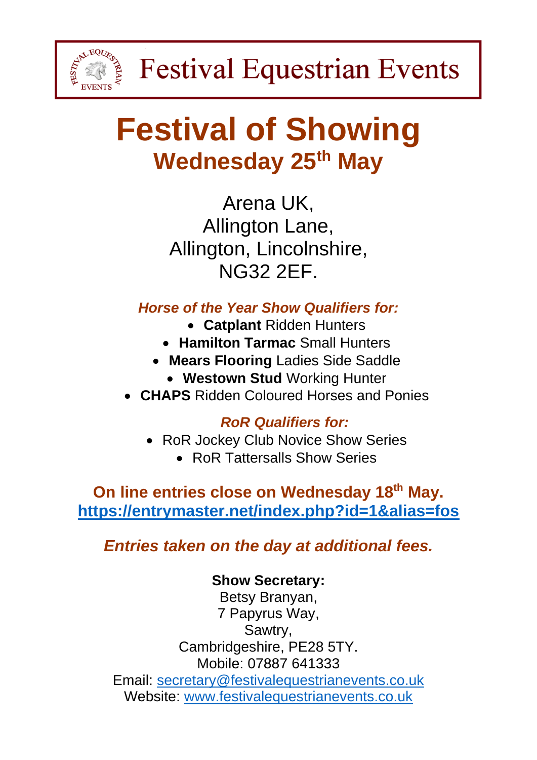Festival Equestrian Events

# Festival of Showing

## Wednesday 25th May

Arena UK,
Allington Lane,
Allington, Lincolnshire,
NG32 2EF.

***Horse of the Year Show Qualifiers for:***

- **Catplant** Ridden Hunters
- **Hamilton Tarmac** Small Hunters
- **Mears Flooring** Ladies Side Saddle
- **Westown Stud** Working Hunter
- **CHAPS** Ridden Coloured Horses and Ponies

***RoR Qualifiers for:***

- RoR Jockey Club Novice Show Series
- RoR Tattersalls Show Series

**On line entries close on Wednesday 18th May.**
**https://entrymaster.net/index.php?id=1&alias=fos**

***Entries taken on the day at additional fees.***

**Show Secretary:**
Betsy Branyan,
7 Papyrus Way,
Sawtry,
Cambridgeshire, PE28 5TY.
Mobile: 07887 641333
Email: secretary@festivalequestrianevents.co.uk
Website: www.festivalequestrianevents.co.uk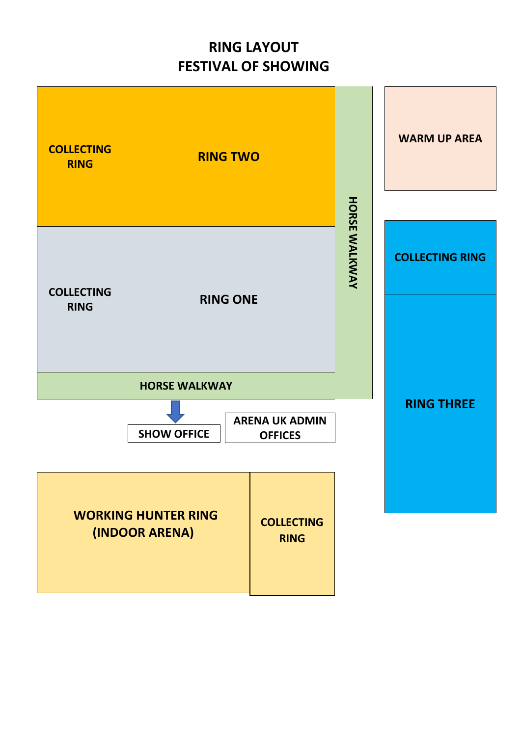# RING LAYOUT
# FESTIVAL OF SHOWING

COLLECTING RING

RING TWO

COLLECTING RING

RING ONE

HORSE WALKWAY

HORSE WALKWAY

WARM UP AREA

COLLECTING RING

RING THREE

SHOW OFFICE

ARENA UK ADMIN OFFICES

WORKING HUNTER RING (INDOOR ARENA)

COLLECTING RING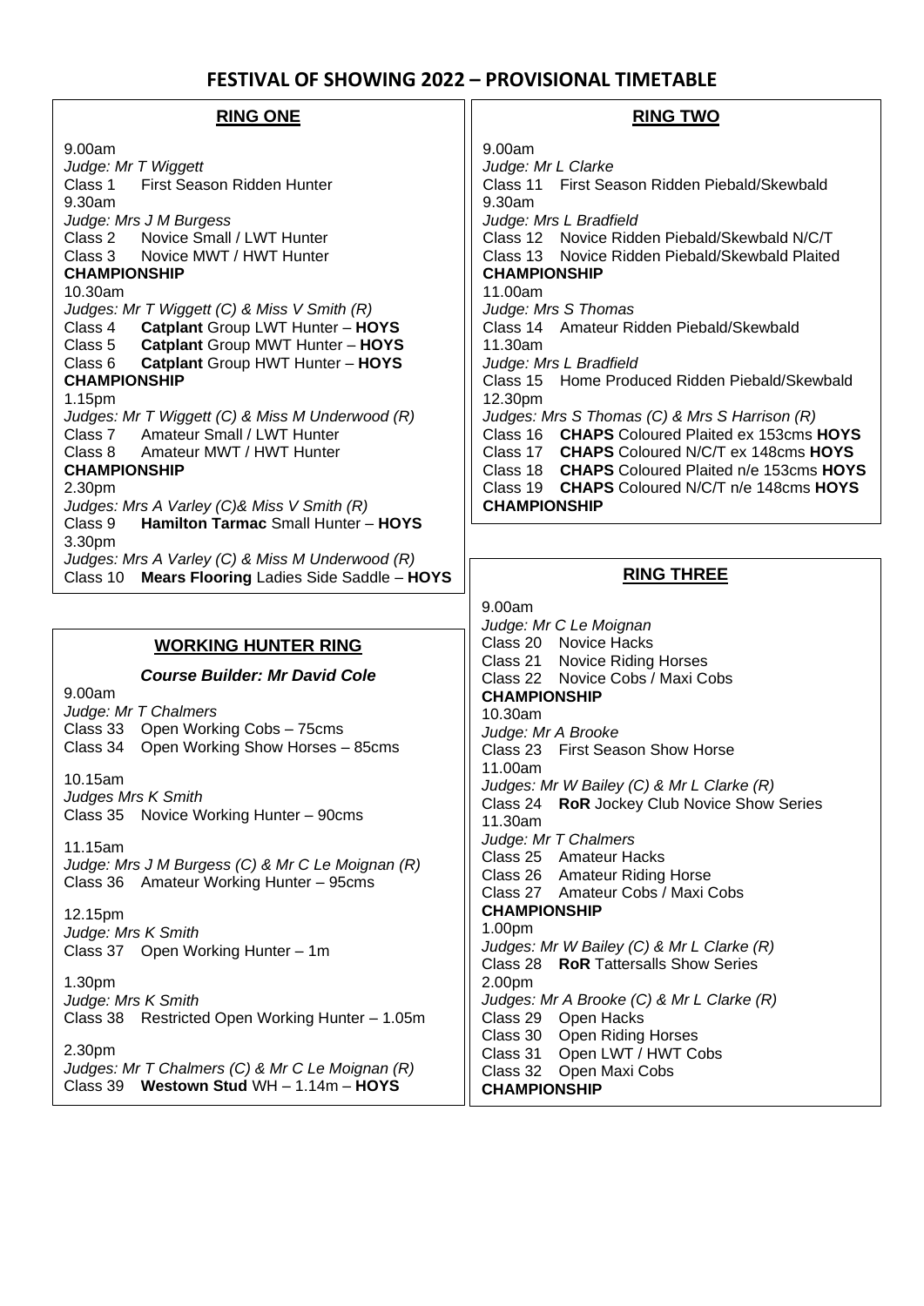# FESTIVAL OF SHOWING 2022 – PROVISIONAL TIMETABLE

## RING ONE

9.00am
*Judge: Mr T Wiggett*
Class 1 First Season Ridden Hunter

9.30am
*Judge: Mrs J M Burgess*
Class 2 Novice Small / LWT Hunter
Class 3 Novice MWT / HWT Hunter
**CHAMPIONSHIP**

10.30am
*Judges: Mr T Wiggett (C) & Miss V Smith (R)*
Class 4 **Catplant** Group LWT Hunter – **HOYS**
Class 5 **Catplant** Group MWT Hunter – **HOYS**
Class 6 **Catplant** Group HWT Hunter – **HOYS**
**CHAMPIONSHIP**

1.15pm
*Judges: Mr T Wiggett (C) & Miss M Underwood (R)*
Class 7 Amateur Small / LWT Hunter
Class 8 Amateur MWT / HWT Hunter
**CHAMPIONSHIP**

2.30pm
*Judges: Mrs A Varley (C)& Miss V Smith (R)*
Class 9 **Hamilton Tarmac** Small Hunter – **HOYS**

3.30pm
*Judges: Mrs A Varley (C) & Miss M Underwood (R)*
Class 10 **Mears Flooring** Ladies Side Saddle – **HOYS**

## WORKING HUNTER RING

***Course Builder: Mr David Cole***

9.00am
*Judge: Mr T Chalmers*
Class 33 Open Working Cobs – 75cms
Class 34 Open Working Show Horses – 85cms

10.15am
*Judges Mrs K Smith*
Class 35 Novice Working Hunter – 90cms

11.15am
*Judge: Mrs J M Burgess (C) & Mr C Le Moignan (R)*
Class 36 Amateur Working Hunter – 95cms

12.15pm
*Judge: Mrs K Smith*
Class 37 Open Working Hunter – 1m

1.30pm
*Judge: Mrs K Smith*
Class 38 Restricted Open Working Hunter – 1.05m

2.30pm
*Judges: Mr T Chalmers (C) & Mr C Le Moignan (R)*
Class 39 **Westown Stud** WH – 1.14m – **HOYS**

## RING TWO

9.00am
*Judge: Mr L Clarke*
Class 11 First Season Ridden Piebald/Skewbald

9.30am
*Judge: Mrs L Bradfield*
Class 12 Novice Ridden Piebald/Skewbald N/C/T
Class 13 Novice Ridden Piebald/Skewbald Plaited
**CHAMPIONSHIP**

11.00am
*Judge: Mrs S Thomas*
Class 14 Amateur Ridden Piebald/Skewbald

11.30am
*Judge: Mrs L Bradfield*
Class 15 Home Produced Ridden Piebald/Skewbald

12.30pm
*Judges: Mrs S Thomas (C) & Mrs S Harrison (R)*
Class 16 **CHAPS** Coloured Plaited ex 153cms **HOYS**
Class 17 **CHAPS** Coloured N/C/T ex 148cms **HOYS**
Class 18 **CHAPS** Coloured Plaited n/e 153cms **HOYS**
Class 19 **CHAPS** Coloured N/C/T n/e 148cms **HOYS**
**CHAMPIONSHIP**

## RING THREE

9.00am
*Judge: Mr C Le Moignan*
Class 20 Novice Hacks
Class 21 Novice Riding Horses
Class 22 Novice Cobs / Maxi Cobs
**CHAMPIONSHIP**

10.30am
*Judge: Mr A Brooke*
Class 23 First Season Show Horse

11.00am
*Judges: Mr W Bailey (C) & Mr L Clarke (R)*
Class 24 **RoR** Jockey Club Novice Show Series

11.30am
*Judge: Mr T Chalmers*
Class 25 Amateur Hacks
Class 26 Amateur Riding Horse
Class 27 Amateur Cobs / Maxi Cobs
**CHAMPIONSHIP**

1.00pm
*Judges: Mr W Bailey (C) & Mr L Clarke (R)*
Class 28 **RoR** Tattersalls Show Series

2.00pm
*Judges: Mr A Brooke (C) & Mr L Clarke (R)*
Class 29 Open Hacks
Class 30 Open Riding Horses
Class 31 Open LWT / HWT Cobs
Class 32 Open Maxi Cobs
**CHAMPIONSHIP**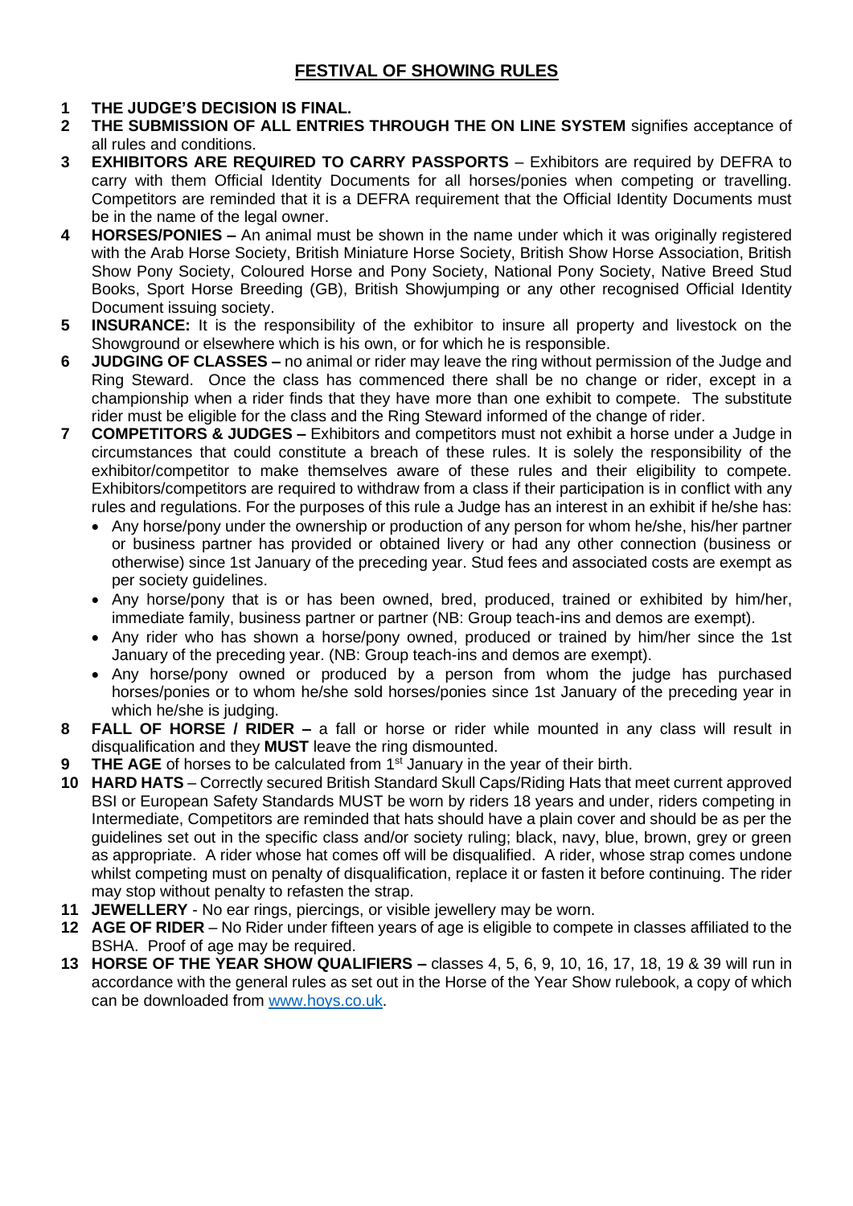# FESTIVAL OF SHOWING RULES

1. **THE JUDGE'S DECISION IS FINAL.**
2. **THE SUBMISSION OF ALL ENTRIES THROUGH THE ON LINE SYSTEM** signifies acceptance of all rules and conditions.
3. **EXHIBITORS ARE REQUIRED TO CARRY PASSPORTS** – Exhibitors are required by DEFRA to carry with them Official Identity Documents for all horses/ponies when competing or travelling. Competitors are reminded that it is a DEFRA requirement that the Official Identity Documents must be in the name of the legal owner.
4. **HORSES/PONIES –** An animal must be shown in the name under which it was originally registered with the Arab Horse Society, British Miniature Horse Society, British Show Horse Association, British Show Pony Society, Coloured Horse and Pony Society, National Pony Society, Native Breed Stud Books, Sport Horse Breeding (GB), British Showjumping or any other recognised Official Identity Document issuing society.
5. **INSURANCE:** It is the responsibility of the exhibitor to insure all property and livestock on the Showground or elsewhere which is his own, or for which he is responsible.
6. **JUDGING OF CLASSES –** no animal or rider may leave the ring without permission of the Judge and Ring Steward. Once the class has commenced there shall be no change or rider, except in a championship when a rider finds that they have more than one exhibit to compete. The substitute rider must be eligible for the class and the Ring Steward informed of the change of rider.
7. **COMPETITORS & JUDGES –** Exhibitors and competitors must not exhibit a horse under a Judge in circumstances that could constitute a breach of these rules. It is solely the responsibility of the exhibitor/competitor to make themselves aware of these rules and their eligibility to compete. Exhibitors/competitors are required to withdraw from a class if their participation is in conflict with any rules and regulations. For the purposes of this rule a Judge has an interest in an exhibit if he/she has:
   - Any horse/pony under the ownership or production of any person for whom he/she, his/her partner or business partner has provided or obtained livery or had any other connection (business or otherwise) since 1st January of the preceding year. Stud fees and associated costs are exempt as per society guidelines.
   - Any horse/pony that is or has been owned, bred, produced, trained or exhibited by him/her, immediate family, business partner or partner (NB: Group teach-ins and demos are exempt).
   - Any rider who has shown a horse/pony owned, produced or trained by him/her since the 1st January of the preceding year. (NB: Group teach-ins and demos are exempt).
   - Any horse/pony owned or produced by a person from whom the judge has purchased horses/ponies or to whom he/she sold horses/ponies since 1st January of the preceding year in which he/she is judging.
8. **FALL OF HORSE / RIDER –** a fall or horse or rider while mounted in any class will result in disqualification and they **MUST** leave the ring dismounted.
9. **THE AGE** of horses to be calculated from 1st January in the year of their birth.
10. **HARD HATS** – Correctly secured British Standard Skull Caps/Riding Hats that meet current approved BSI or European Safety Standards MUST be worn by riders 18 years and under, riders competing in Intermediate, Competitors are reminded that hats should have a plain cover and should be as per the guidelines set out in the specific class and/or society ruling; black, navy, blue, brown, grey or green as appropriate. A rider whose hat comes off will be disqualified. A rider, whose strap comes undone whilst competing must on penalty of disqualification, replace it or fasten it before continuing. The rider may stop without penalty to refasten the strap.
11. **JEWELLERY** - No ear rings, piercings, or visible jewellery may be worn.
12. **AGE OF RIDER** – No Rider under fifteen years of age is eligible to compete in classes affiliated to the BSHA. Proof of age may be required.
13. **HORSE OF THE YEAR SHOW QUALIFIERS –** classes 4, 5, 6, 9, 10, 16, 17, 18, 19 & 39 will run in accordance with the general rules as set out in the Horse of the Year Show rulebook, a copy of which can be downloaded from www.hoys.co.uk.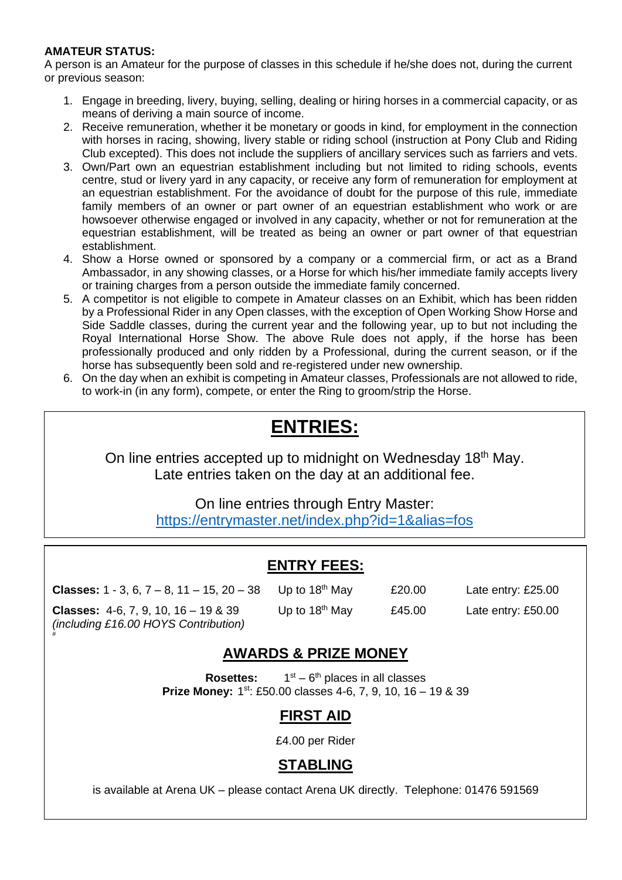**AMATEUR STATUS:**
A person is an Amateur for the purpose of classes in this schedule if he/she does not, during the current or previous season:

1. Engage in breeding, livery, buying, selling, dealing or hiring horses in a commercial capacity, or as means of deriving a main source of income.
2. Receive remuneration, whether it be monetary or goods in kind, for employment in the connection with horses in racing, showing, livery stable or riding school (instruction at Pony Club and Riding Club excepted). This does not include the suppliers of ancillary services such as farriers and vets.
3. Own/Part own an equestrian establishment including but not limited to riding schools, events centre, stud or livery yard in any capacity, or receive any form of remuneration for employment at an equestrian establishment. For the avoidance of doubt for the purpose of this rule, immediate family members of an owner or part owner of an equestrian establishment who work or are howsoever otherwise engaged or involved in any capacity, whether or not for remuneration at the equestrian establishment, will be treated as being an owner or part owner of that equestrian establishment.
4. Show a Horse owned or sponsored by a company or a commercial firm, or act as a Brand Ambassador, in any showing classes, or a Horse for which his/her immediate family accepts livery or training charges from a person outside the immediate family concerned.
5. A competitor is not eligible to compete in Amateur classes on an Exhibit, which has been ridden by a Professional Rider in any Open classes, with the exception of Open Working Show Horse and Side Saddle classes, during the current year and the following year, up to but not including the Royal International Horse Show. The above Rule does not apply, if the horse has been professionally produced and only ridden by a Professional, during the current season, or if the horse has subsequently been sold and re-registered under new ownership.
6. On the day when an exhibit is competing in Amateur classes, Professionals are not allowed to ride, to work-in (in any form), compete, or enter the Ring to groom/strip the Horse.

## ENTRIES:

On line entries accepted up to midnight on Wednesday 18th May.
Late entries taken on the day at an additional fee.

On line entries through Entry Master:
https://entrymaster.net/index.php?id=1&alias=fos

## ENTRY FEES:

| | | | |
|---|---|---|---|
| **Classes:** 1 - 3, 6, 7 – 8, 11 – 15, 20 – 38 | Up to 18th May | £20.00 | Late entry: £25.00 |
| **Classes:** 4-6, 7, 9, 10, 16 – 19 & 39 *(including £16.00 HOYS Contribution)* | Up to 18th May | £45.00 | Late entry: £50.00 |

## AWARDS & PRIZE MONEY

**Rosettes:** 1st – 6th places in all classes
**Prize Money:** 1st: £50.00 classes 4-6, 7, 9, 10, 16 – 19 & 39

## FIRST AID

£4.00 per Rider

## STABLING

is available at Arena UK – please contact Arena UK directly. Telephone: 01476 591569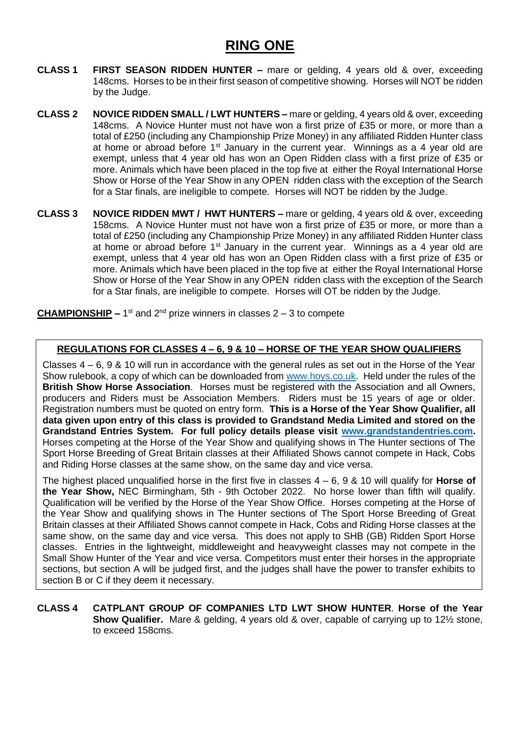# RING ONE

**CLASS 1 FIRST SEASON RIDDEN HUNTER –** mare or gelding, 4 years old & over, exceeding 148cms. Horses to be in their first season of competitive showing. Horses will NOT be ridden by the Judge.

**CLASS 2 NOVICE RIDDEN SMALL / LWT HUNTERS –** mare or gelding, 4 years old & over, exceeding 148cms. A Novice Hunter must not have won a first prize of £35 or more, or more than a total of £250 (including any Championship Prize Money) in any affiliated Ridden Hunter class at home or abroad before 1st January in the current year. Winnings as a 4 year old are exempt, unless that 4 year old has won an Open Ridden class with a first prize of £35 or more. Animals which have been placed in the top five at either the Royal International Horse Show or Horse of the Year Show in any OPEN ridden class with the exception of the Search for a Star finals, are ineligible to compete. Horses will NOT be ridden by the Judge.

**CLASS 3 NOVICE RIDDEN MWT / HWT HUNTERS –** mare or gelding, 4 years old & over, exceeding 158cms. A Novice Hunter must not have won a first prize of £35 or more, or more than a total of £250 (including any Championship Prize Money) in any affiliated Ridden Hunter class at home or abroad before 1st January in the current year. Winnings as a 4 year old are exempt, unless that 4 year old has won an Open Ridden class with a first prize of £35 or more. Animals which have been placed in the top five at either the Royal International Horse Show or Horse of the Year Show in any OPEN ridden class with the exception of the Search for a Star finals, are ineligible to compete. Horses will OT be ridden by the Judge.

**CHAMPIONSHIP –** 1st and 2nd prize winners in classes 2 – 3 to compete

**REGULATIONS FOR CLASSES 4 – 6, 9 & 10 – HORSE OF THE YEAR SHOW QUALIFIERS**

Classes 4 – 6, 9 & 10 will run in accordance with the general rules as set out in the Horse of the Year Show rulebook, a copy of which can be downloaded from www.hoys.co.uk. Held under the rules of the **British Show Horse Association**. Horses must be registered with the Association and all Owners, producers and Riders must be Association Members. Riders must be 15 years of age or older. Registration numbers must be quoted on entry form. **This is a Horse of the Year Show Qualifier, all data given upon entry of this class is provided to Grandstand Media Limited and stored on the Grandstand Entries System. For full policy details please visit www.grandstandentries.com.** Horses competing at the Horse of the Year Show and qualifying shows in The Hunter sections of The Sport Horse Breeding of Great Britain classes at their Affiliated Shows cannot compete in Hack, Cobs and Riding Horse classes at the same show, on the same day and vice versa.

The highest placed unqualified horse in the first five in classes 4 – 6, 9 & 10 will qualify for **Horse of the Year Show,** NEC Birmingham, 5th - 9th October 2022. No horse lower than fifth will qualify. Qualification will be verified by the Horse of the Year Show Office. Horses competing at the Horse of the Year Show and qualifying shows in The Hunter sections of The Sport Horse Breeding of Great Britain classes at their Affiliated Shows cannot compete in Hack, Cobs and Riding Horse classes at the same show, on the same day and vice versa. This does not apply to SHB (GB) Ridden Sport Horse classes. Entries in the lightweight, middleweight and heavyweight classes may not compete in the Small Show Hunter of the Year and vice versa. Competitors must enter their horses in the appropriate sections, but section A will be judged first, and the judges shall have the power to transfer exhibits to section B or C if they deem it necessary.

**CLASS 4 CATPLANT GROUP OF COMPANIES LTD LWT SHOW HUNTER**. **Horse of the Year Show Qualifier.** Mare & gelding, 4 years old & over, capable of carrying up to 12½ stone, to exceed 158cms.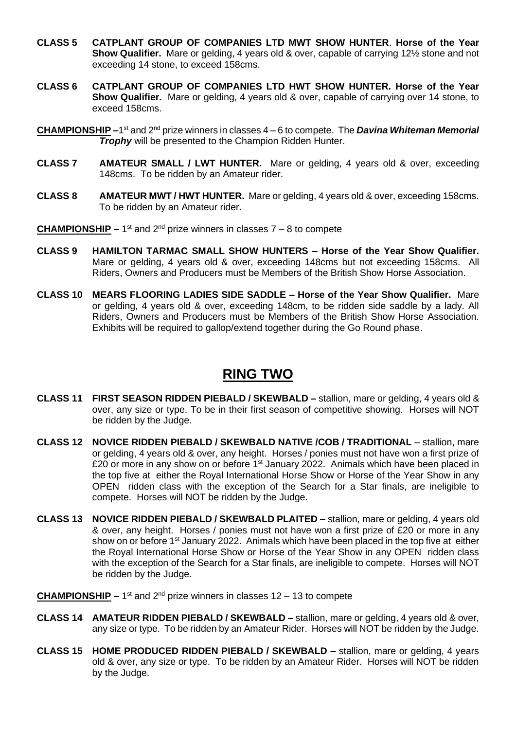**CLASS 5 CATPLANT GROUP OF COMPANIES LTD MWT SHOW HUNTER**. **Horse of the Year Show Qualifier.** Mare or gelding, 4 years old & over, capable of carrying 12½ stone and not exceeding 14 stone, to exceed 158cms.

**CLASS 6 CATPLANT GROUP OF COMPANIES LTD HWT SHOW HUNTER. Horse of the Year Show Qualifier.** Mare or gelding, 4 years old & over, capable of carrying over 14 stone, to exceed 158cms.

**CHAMPIONSHIP** – 1st and 2nd prize winners in classes 4 – 6 to compete. The ***Davina Whiteman Memorial Trophy*** will be presented to the Champion Ridden Hunter.

**CLASS 7 AMATEUR SMALL / LWT HUNTER.** Mare or gelding, 4 years old & over, exceeding 148cms. To be ridden by an Amateur rider.

**CLASS 8 AMATEUR MWT / HWT HUNTER.** Mare or gelding, 4 years old & over, exceeding 158cms. To be ridden by an Amateur rider.

**CHAMPIONSHIP** – 1st and 2nd prize winners in classes 7 – 8 to compete

**CLASS 9 HAMILTON TARMAC SMALL SHOW HUNTERS – Horse of the Year Show Qualifier.** Mare or gelding, 4 years old & over, exceeding 148cms but not exceeding 158cms. All Riders, Owners and Producers must be Members of the British Show Horse Association.

**CLASS 10 MEARS FLOORING LADIES SIDE SADDLE – Horse of the Year Show Qualifier.** Mare or gelding, 4 years old & over, exceeding 148cm, to be ridden side saddle by a lady. All Riders, Owners and Producers must be Members of the British Show Horse Association. Exhibits will be required to gallop/extend together during the Go Round phase.

# RING TWO

**CLASS 11 FIRST SEASON RIDDEN PIEBALD / SKEWBALD –** stallion, mare or gelding, 4 years old & over, any size or type. To be in their first season of competitive showing. Horses will NOT be ridden by the Judge.

**CLASS 12 NOVICE RIDDEN PIEBALD / SKEWBALD NATIVE /COB / TRADITIONAL** – stallion, mare or gelding, 4 years old & over, any height. Horses / ponies must not have won a first prize of £20 or more in any show on or before 1st January 2022. Animals which have been placed in the top five at either the Royal International Horse Show or Horse of the Year Show in any OPEN ridden class with the exception of the Search for a Star finals, are ineligible to compete. Horses will NOT be ridden by the Judge.

**CLASS 13 NOVICE RIDDEN PIEBALD / SKEWBALD PLAITED –** stallion, mare or gelding, 4 years old & over, any height. Horses / ponies must not have won a first prize of £20 or more in any show on or before 1st January 2022. Animals which have been placed in the top five at either the Royal International Horse Show or Horse of the Year Show in any OPEN ridden class with the exception of the Search for a Star finals, are ineligible to compete. Horses will NOT be ridden by the Judge.

**CHAMPIONSHIP** – 1st and 2nd prize winners in classes 12 – 13 to compete

**CLASS 14 AMATEUR RIDDEN PIEBALD / SKEWBALD –** stallion, mare or gelding, 4 years old & over, any size or type. To be ridden by an Amateur Rider. Horses will NOT be ridden by the Judge.

**CLASS 15 HOME PRODUCED RIDDEN PIEBALD / SKEWBALD –** stallion, mare or gelding, 4 years old & over, any size or type. To be ridden by an Amateur Rider. Horses will NOT be ridden by the Judge.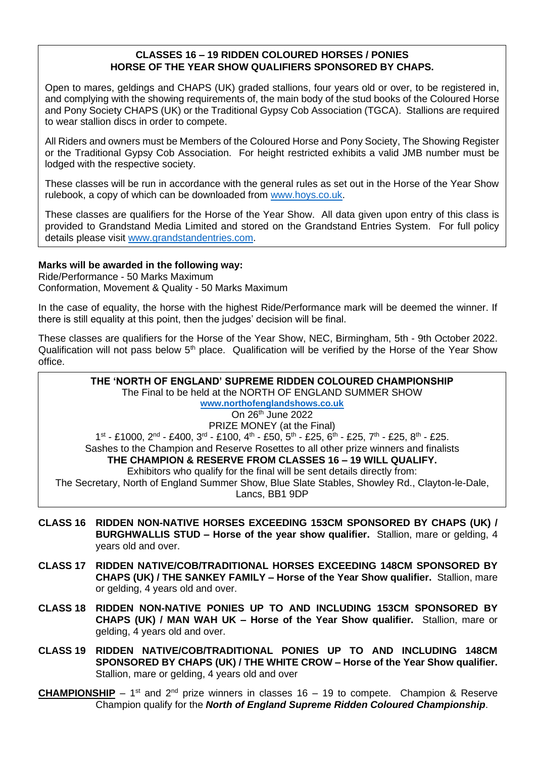**CLASSES 16 – 19 RIDDEN COLOURED HORSES / PONIES**
**HORSE OF THE YEAR SHOW QUALIFIERS SPONSORED BY CHAPS.**

Open to mares, geldings and CHAPS (UK) graded stallions, four years old or over, to be registered in, and complying with the showing requirements of, the main body of the stud books of the Coloured Horse and Pony Society CHAPS (UK) or the Traditional Gypsy Cob Association (TGCA). Stallions are required to wear stallion discs in order to compete.

All Riders and owners must be Members of the Coloured Horse and Pony Society, The Showing Register or the Traditional Gypsy Cob Association. For height restricted exhibits a valid JMB number must be lodged with the respective society.

These classes will be run in accordance with the general rules as set out in the Horse of the Year Show rulebook, a copy of which can be downloaded from www.hoys.co.uk.

These classes are qualifiers for the Horse of the Year Show. All data given upon entry of this class is provided to Grandstand Media Limited and stored on the Grandstand Entries System. For full policy details please visit www.grandstandentries.com.

**Marks will be awarded in the following way:**
Ride/Performance - 50 Marks Maximum
Conformation, Movement & Quality - 50 Marks Maximum

In the case of equality, the horse with the highest Ride/Performance mark will be deemed the winner. If there is still equality at this point, then the judges' decision will be final.

These classes are qualifiers for the Horse of the Year Show, NEC, Birmingham, 5th - 9th October 2022. Qualification will not pass below 5th place. Qualification will be verified by the Horse of the Year Show office.

**THE 'NORTH OF ENGLAND' SUPREME RIDDEN COLOURED CHAMPIONSHIP**
The Final to be held at the NORTH OF ENGLAND SUMMER SHOW
**www.northofenglandshows.co.uk**
On 26th June 2022
PRIZE MONEY (at the Final)
1st - £1000, 2nd - £400, 3rd - £100, 4th - £50, 5th - £25, 6th - £25, 7th - £25, 8th - £25.
Sashes to the Champion and Reserve Rosettes to all other prize winners and finalists
**THE CHAMPION & RESERVE FROM CLASSES 16 – 19 WILL QUALIFY.**
Exhibitors who qualify for the final will be sent details directly from:
The Secretary, North of England Summer Show, Blue Slate Stables, Showley Rd., Clayton-le-Dale, Lancs, BB1 9DP

**CLASS 16 RIDDEN NON-NATIVE HORSES EXCEEDING 153CM SPONSORED BY CHAPS (UK) / BURGHWALLIS STUD – Horse of the year show qualifier.** Stallion, mare or gelding, 4 years old and over.

**CLASS 17 RIDDEN NATIVE/COB/TRADITIONAL HORSES EXCEEDING 148CM SPONSORED BY CHAPS (UK) / THE SANKEY FAMILY – Horse of the Year Show qualifier.** Stallion, mare or gelding, 4 years old and over.

**CLASS 18 RIDDEN NON-NATIVE PONIES UP TO AND INCLUDING 153CM SPONSORED BY CHAPS (UK) / MAN WAH UK – Horse of the Year Show qualifier.** Stallion, mare or gelding, 4 years old and over.

**CLASS 19 RIDDEN NATIVE/COB/TRADITIONAL PONIES UP TO AND INCLUDING 148CM SPONSORED BY CHAPS (UK) / THE WHITE CROW – Horse of the Year Show qualifier.** Stallion, mare or gelding, 4 years old and over

**CHAMPIONSHIP** – 1st and 2nd prize winners in classes 16 – 19 to compete. Champion & Reserve Champion qualify for the ***North of England Supreme Ridden Coloured Championship***.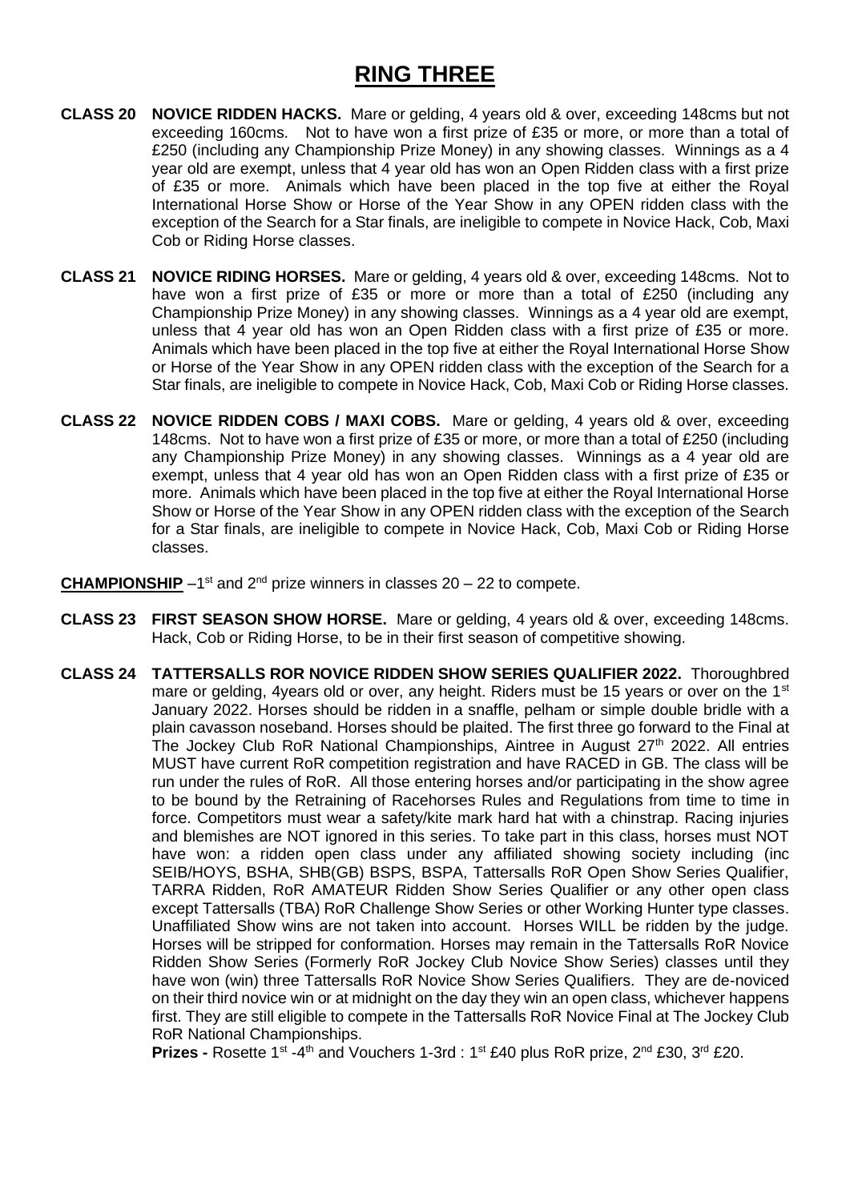# RING THREE

**CLASS 20 NOVICE RIDDEN HACKS.** Mare or gelding, 4 years old & over, exceeding 148cms but not exceeding 160cms. Not to have won a first prize of £35 or more, or more than a total of £250 (including any Championship Prize Money) in any showing classes. Winnings as a 4 year old are exempt, unless that 4 year old has won an Open Ridden class with a first prize of £35 or more. Animals which have been placed in the top five at either the Royal International Horse Show or Horse of the Year Show in any OPEN ridden class with the exception of the Search for a Star finals, are ineligible to compete in Novice Hack, Cob, Maxi Cob or Riding Horse classes.

**CLASS 21 NOVICE RIDING HORSES.** Mare or gelding, 4 years old & over, exceeding 148cms. Not to have won a first prize of £35 or more or more than a total of £250 (including any Championship Prize Money) in any showing classes. Winnings as a 4 year old are exempt, unless that 4 year old has won an Open Ridden class with a first prize of £35 or more. Animals which have been placed in the top five at either the Royal International Horse Show or Horse of the Year Show in any OPEN ridden class with the exception of the Search for a Star finals, are ineligible to compete in Novice Hack, Cob, Maxi Cob or Riding Horse classes.

**CLASS 22 NOVICE RIDDEN COBS / MAXI COBS.** Mare or gelding, 4 years old & over, exceeding 148cms. Not to have won a first prize of £35 or more, or more than a total of £250 (including any Championship Prize Money) in any showing classes. Winnings as a 4 year old are exempt, unless that 4 year old has won an Open Ridden class with a first prize of £35 or more. Animals which have been placed in the top five at either the Royal International Horse Show or Horse of the Year Show in any OPEN ridden class with the exception of the Search for a Star finals, are ineligible to compete in Novice Hack, Cob, Maxi Cob or Riding Horse classes.

**CHAMPIONSHIP** –1st and 2nd prize winners in classes 20 – 22 to compete.

**CLASS 23 FIRST SEASON SHOW HORSE.** Mare or gelding, 4 years old & over, exceeding 148cms. Hack, Cob or Riding Horse, to be in their first season of competitive showing.

**CLASS 24 TATTERSALLS ROR NOVICE RIDDEN SHOW SERIES QUALIFIER 2022.** Thoroughbred mare or gelding, 4years old or over, any height. Riders must be 15 years or over on the 1st January 2022. Horses should be ridden in a snaffle, pelham or simple double bridle with a plain cavasson noseband. Horses should be plaited. The first three go forward to the Final at The Jockey Club RoR National Championships, Aintree in August 27th 2022. All entries MUST have current RoR competition registration and have RACED in GB. The class will be run under the rules of RoR. All those entering horses and/or participating in the show agree to be bound by the Retraining of Racehorses Rules and Regulations from time to time in force. Competitors must wear a safety/kite mark hard hat with a chinstrap. Racing injuries and blemishes are NOT ignored in this series. To take part in this class, horses must NOT have won: a ridden open class under any affiliated showing society including (inc SEIB/HOYS, BSHA, SHB(GB) BSPS, BSPA, Tattersalls RoR Open Show Series Qualifier, TARRA Ridden, RoR AMATEUR Ridden Show Series Qualifier or any other open class except Tattersalls (TBA) RoR Challenge Show Series or other Working Hunter type classes. Unaffiliated Show wins are not taken into account. Horses WILL be ridden by the judge. Horses will be stripped for conformation. Horses may remain in the Tattersalls RoR Novice Ridden Show Series (Formerly RoR Jockey Club Novice Show Series) classes until they have won (win) three Tattersalls RoR Novice Show Series Qualifiers. They are de-noviced on their third novice win or at midnight on the day they win an open class, whichever happens first. They are still eligible to compete in the Tattersalls RoR Novice Final at The Jockey Club RoR National Championships.

**Prizes -** Rosette 1st -4th and Vouchers 1-3rd : 1st £40 plus RoR prize, 2nd £30, 3rd £20.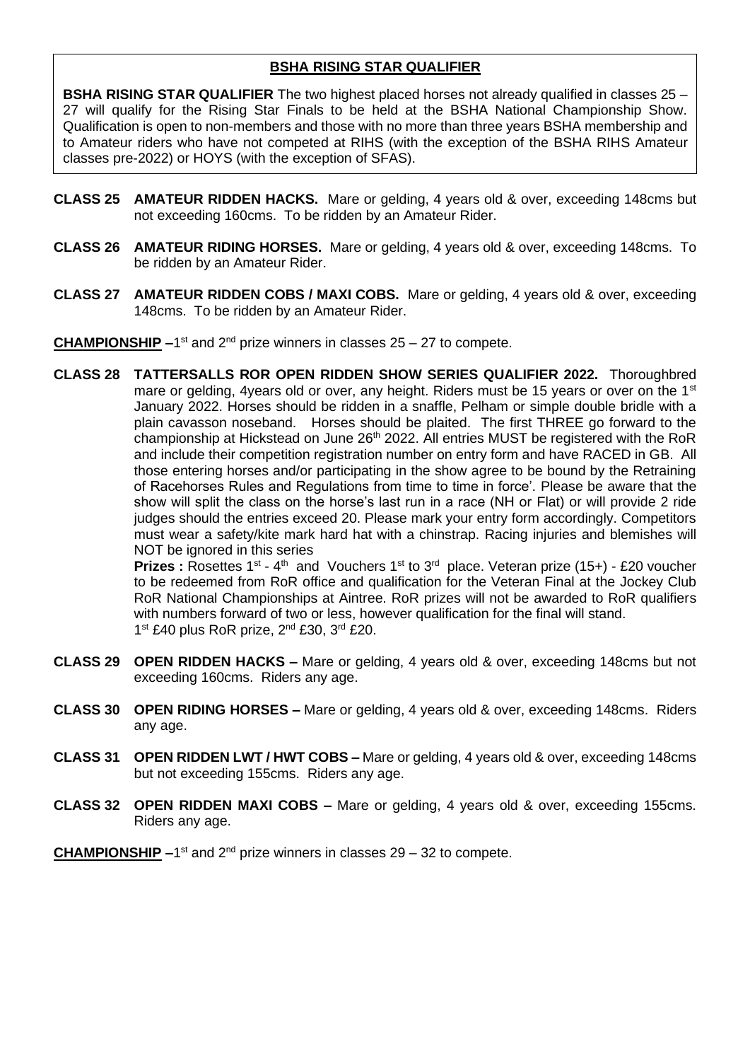## BSHA RISING STAR QUALIFIER

**BSHA RISING STAR QUALIFIER** The two highest placed horses not already qualified in classes 25 – 27 will qualify for the Rising Star Finals to be held at the BSHA National Championship Show. Qualification is open to non-members and those with no more than three years BSHA membership and to Amateur riders who have not competed at RIHS (with the exception of the BSHA RIHS Amateur classes pre-2022) or HOYS (with the exception of SFAS).

**CLASS 25 AMATEUR RIDDEN HACKS.** Mare or gelding, 4 years old & over, exceeding 148cms but not exceeding 160cms. To be ridden by an Amateur Rider.

**CLASS 26 AMATEUR RIDING HORSES.** Mare or gelding, 4 years old & over, exceeding 148cms. To be ridden by an Amateur Rider.

**CLASS 27 AMATEUR RIDDEN COBS / MAXI COBS.** Mare or gelding, 4 years old & over, exceeding 148cms. To be ridden by an Amateur Rider.

**CHAMPIONSHIP** –1st and 2nd prize winners in classes 25 – 27 to compete.

**CLASS 28 TATTERSALLS ROR OPEN RIDDEN SHOW SERIES QUALIFIER 2022.** Thoroughbred mare or gelding, 4years old or over, any height. Riders must be 15 years or over on the 1st January 2022. Horses should be ridden in a snaffle, Pelham or simple double bridle with a plain cavasson noseband. Horses should be plaited. The first THREE go forward to the championship at Hickstead on June 26th 2022. All entries MUST be registered with the RoR and include their competition registration number on entry form and have RACED in GB. All those entering horses and/or participating in the show agree to be bound by the Retraining of Racehorses Rules and Regulations from time to time in force'. Please be aware that the show will split the class on the horse's last run in a race (NH or Flat) or will provide 2 ride judges should the entries exceed 20. Please mark your entry form accordingly. Competitors must wear a safety/kite mark hard hat with a chinstrap. Racing injuries and blemishes will NOT be ignored in this series

**Prizes :** Rosettes 1st - 4th and Vouchers 1st to 3rd place. Veteran prize (15+) - £20 voucher to be redeemed from RoR office and qualification for the Veteran Final at the Jockey Club RoR National Championships at Aintree. RoR prizes will not be awarded to RoR qualifiers with numbers forward of two or less, however qualification for the final will stand.
1st £40 plus RoR prize, 2nd £30, 3rd £20.

**CLASS 29 OPEN RIDDEN HACKS –** Mare or gelding, 4 years old & over, exceeding 148cms but not exceeding 160cms. Riders any age.

**CLASS 30 OPEN RIDING HORSES –** Mare or gelding, 4 years old & over, exceeding 148cms. Riders any age.

**CLASS 31 OPEN RIDDEN LWT / HWT COBS –** Mare or gelding, 4 years old & over, exceeding 148cms but not exceeding 155cms. Riders any age.

**CLASS 32 OPEN RIDDEN MAXI COBS –** Mare or gelding, 4 years old & over, exceeding 155cms. Riders any age.

**CHAMPIONSHIP** –1st and 2nd prize winners in classes 29 – 32 to compete.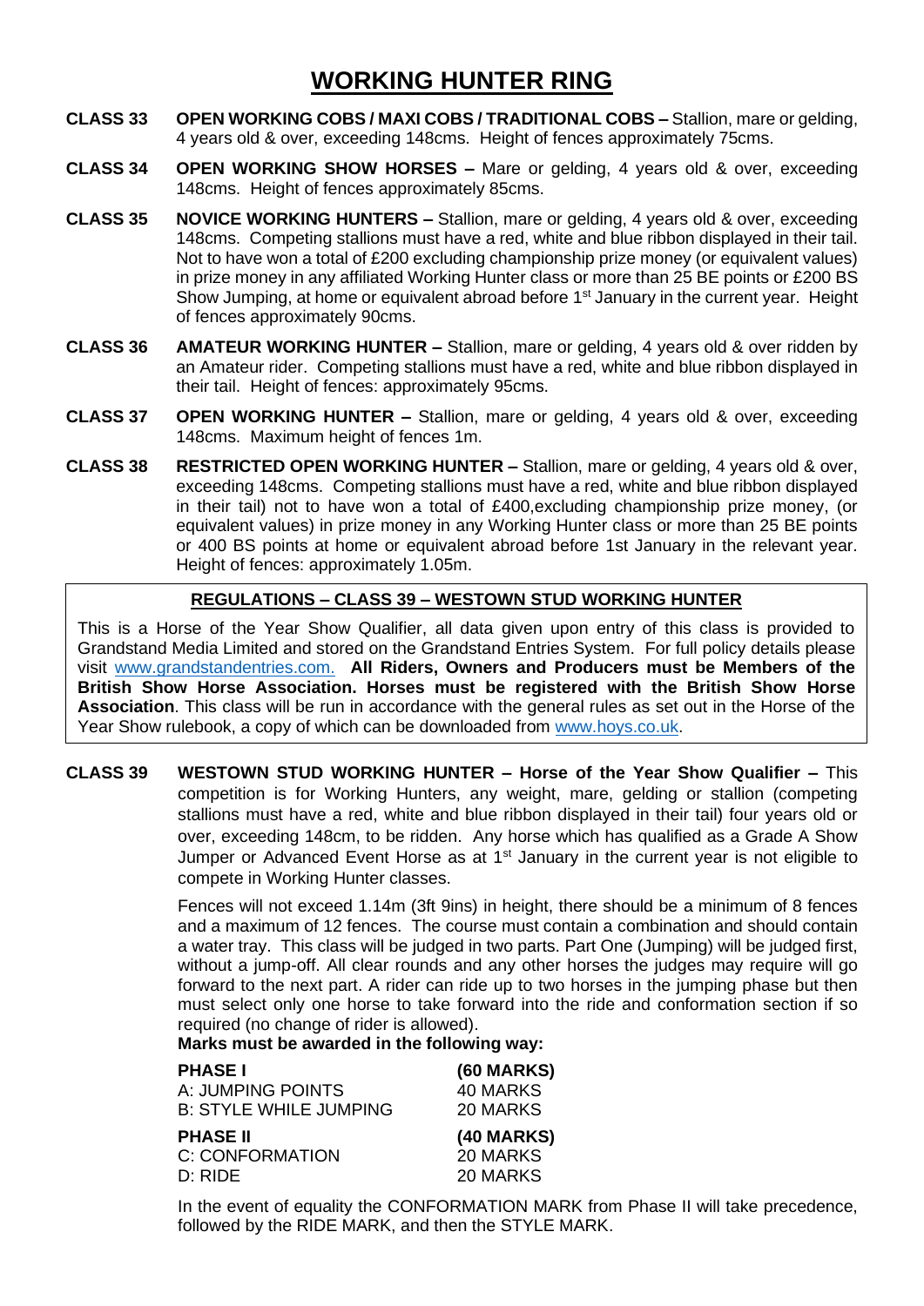# WORKING HUNTER RING

**CLASS 33 OPEN WORKING COBS / MAXI COBS / TRADITIONAL COBS –** Stallion, mare or gelding, 4 years old & over, exceeding 148cms. Height of fences approximately 75cms.

**CLASS 34 OPEN WORKING SHOW HORSES –** Mare or gelding, 4 years old & over, exceeding 148cms. Height of fences approximately 85cms.

**CLASS 35 NOVICE WORKING HUNTERS –** Stallion, mare or gelding, 4 years old & over, exceeding 148cms. Competing stallions must have a red, white and blue ribbon displayed in their tail. Not to have won a total of £200 excluding championship prize money (or equivalent values) in prize money in any affiliated Working Hunter class or more than 25 BE points or £200 BS Show Jumping, at home or equivalent abroad before 1st January in the current year. Height of fences approximately 90cms.

**CLASS 36 AMATEUR WORKING HUNTER –** Stallion, mare or gelding, 4 years old & over ridden by an Amateur rider. Competing stallions must have a red, white and blue ribbon displayed in their tail. Height of fences: approximately 95cms.

**CLASS 37 OPEN WORKING HUNTER –** Stallion, mare or gelding, 4 years old & over, exceeding 148cms. Maximum height of fences 1m.

**CLASS 38 RESTRICTED OPEN WORKING HUNTER –** Stallion, mare or gelding, 4 years old & over, exceeding 148cms. Competing stallions must have a red, white and blue ribbon displayed in their tail) not to have won a total of £400,excluding championship prize money, (or equivalent values) in prize money in any Working Hunter class or more than 25 BE points or 400 BS points at home or equivalent abroad before 1st January in the relevant year. Height of fences: approximately 1.05m.

## REGULATIONS – CLASS 39 – WESTOWN STUD WORKING HUNTER

This is a Horse of the Year Show Qualifier, all data given upon entry of this class is provided to Grandstand Media Limited and stored on the Grandstand Entries System. For full policy details please visit www.grandstandentries.com. **All Riders, Owners and Producers must be Members of the British Show Horse Association. Horses must be registered with the British Show Horse Association**. This class will be run in accordance with the general rules as set out in the Horse of the Year Show rulebook, a copy of which can be downloaded from www.hoys.co.uk.

**CLASS 39 WESTOWN STUD WORKING HUNTER – Horse of the Year Show Qualifier –** This competition is for Working Hunters, any weight, mare, gelding or stallion (competing stallions must have a red, white and blue ribbon displayed in their tail) four years old or over, exceeding 148cm, to be ridden. Any horse which has qualified as a Grade A Show Jumper or Advanced Event Horse as at 1st January in the current year is not eligible to compete in Working Hunter classes.

Fences will not exceed 1.14m (3ft 9ins) in height, there should be a minimum of 8 fences and a maximum of 12 fences. The course must contain a combination and should contain a water tray. This class will be judged in two parts. Part One (Jumping) will be judged first, without a jump-off. All clear rounds and any other horses the judges may require will go forward to the next part. A rider can ride up to two horses in the jumping phase but then must select only one horse to take forward into the ride and conformation section if so required (no change of rider is allowed).

**Marks must be awarded in the following way:**

| | |
|---|---|
| **PHASE I** | **(60 MARKS)** |
| A: JUMPING POINTS | 40 MARKS |
| B: STYLE WHILE JUMPING | 20 MARKS |
| **PHASE II** | **(40 MARKS)** |
| C: CONFORMATION | 20 MARKS |
| D: RIDE | 20 MARKS |

In the event of equality the CONFORMATION MARK from Phase II will take precedence, followed by the RIDE MARK, and then the STYLE MARK.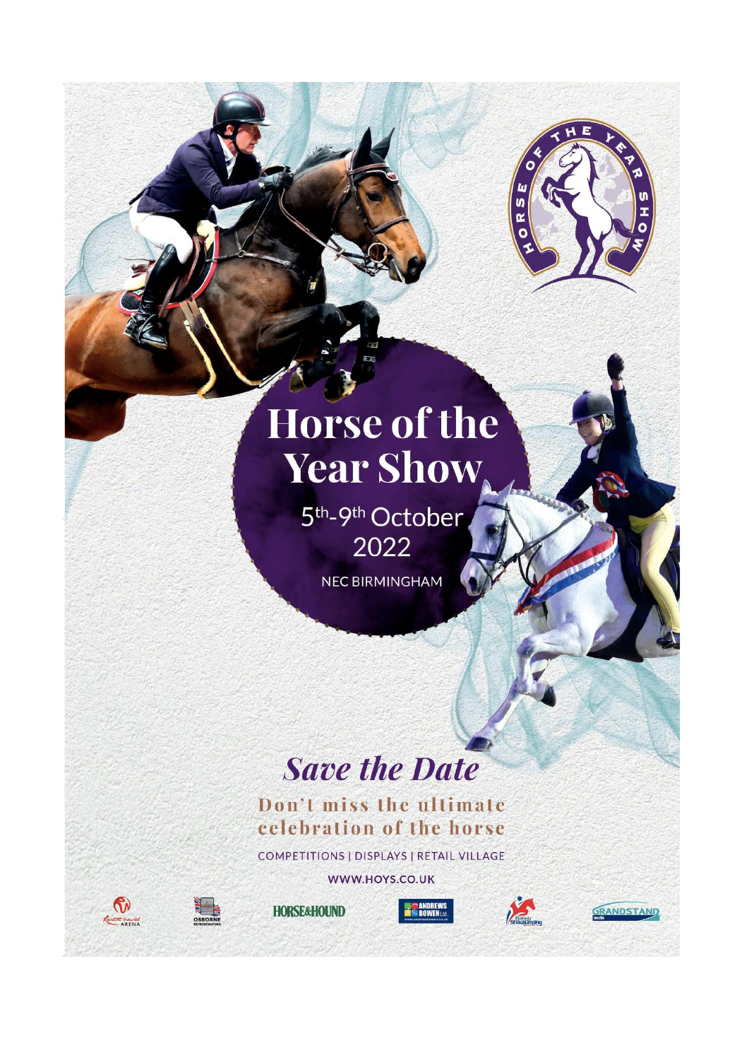# Horse of the Year Show

5th-9th October 2022

NEC BIRMINGHAM

## *Save the Date*

**Don't miss the ultimate celebration of the horse**

COMPETITIONS | DISPLAYS | RETAIL VILLAGE

WWW.HOYS.CO.UK